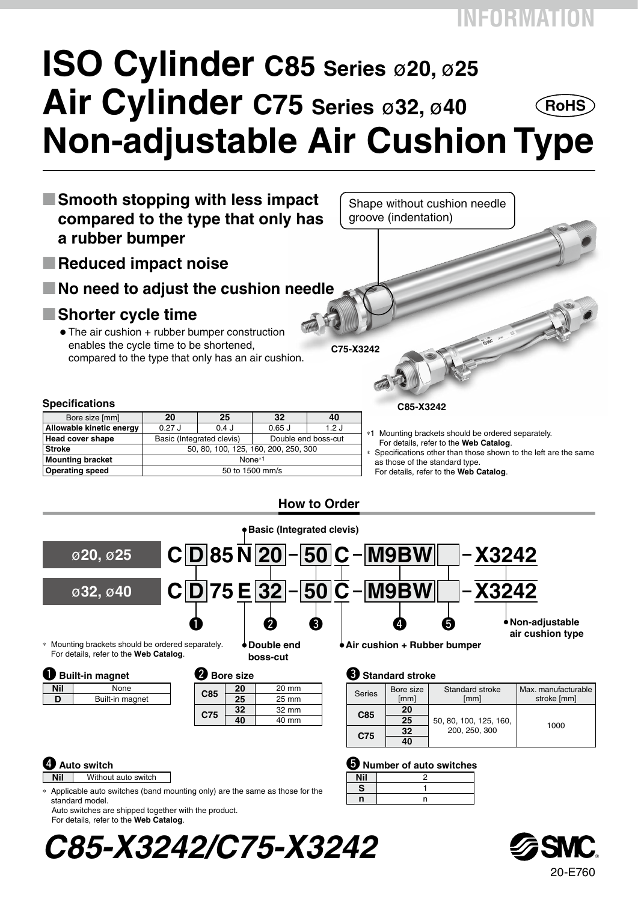INFORMATION

# ISO Cylinder C85 Series ø20, ø25
# Air Cylinder C75 Series ø32, ø40
# Non-adjustable Air Cushion Type

RoHS

- **Smooth stopping with less impact compared to the type that only has a rubber bumper**
- **Reduced impact noise**
- **No need to adjust the cushion needle**
- **Shorter cycle time**
  - The air cushion + rubber bumper construction enables the cycle time to be shortened, compared to the type that only has an air cushion.

Shape without cushion needle groove (indentation)

C75-X3242

C85-X3242

### Specifications

| Bore size [mm] | 20 | 25 | 32 | 40 |
|---|---|---|---|---|
| **Allowable kinetic energy** | 0.27 J | 0.4 J | 0.65 J | 1.2 J |
| **Head cover shape** | Basic (Integrated clevis) | | Double end boss-cut | |
| **Stroke** | 50, 80, 100, 125, 160, 200, 250, 300 | | | |
| **Mounting bracket** | None*1 | | | |
| **Operating speed** | 50 to 1500 mm/s | | | |

*1 Mounting brackets should be ordered separately. For details, refer to the **Web Catalog**.

* Specifications other than those shown to the left are the same as those of the standard type. For details, refer to the **Web Catalog**.

## How to Order

ø20, ø25: C D 85 N 20 − 50 C − M9BW ☐ − X3242

ø32, ø40: C D 75 E 32 − 50 C − M9BW ☐ − X3242

- N: Basic (Integrated clevis)
- E: Double end boss-cut
- C: Air cushion + Rubber bumper
- X3242: Non-adjustable air cushion type

* Mounting brackets should be ordered separately. For details, refer to the **Web Catalog**.

### ❶ Built-in magnet

| | |
|---|---|
| **Nil** | None |
| **D** | Built-in magnet |

### ❷ Bore size

| | | |
|---|---|---|
| C85 | 20 | 20 mm |
| | 25 | 25 mm |
| C75 | 32 | 32 mm |
| | 40 | 40 mm |

### ❸ Standard stroke

| Series | Bore size [mm] | Standard stroke [mm] | Max. manufacturable stroke [mm] |
|---|---|---|---|
| C85 | 20 | 50, 80, 100, 125, 160, 200, 250, 300 | 1000 |
| | 25 | | |
| C75 | 32 | | |
| | 40 | | |

### ❹ Auto switch

| | |
|---|---|
| **Nil** | Without auto switch |

* Applicable auto switches (band mounting only) are the same as those for the standard model. Auto switches are shipped together with the product. For details, refer to the **Web Catalog**.

### ❺ Number of auto switches

| | |
|---|---|
| **Nil** | 2 |
| **S** | 1 |
| **n** | n |

*C85-X3242/C75-X3242*

SMC

20-E760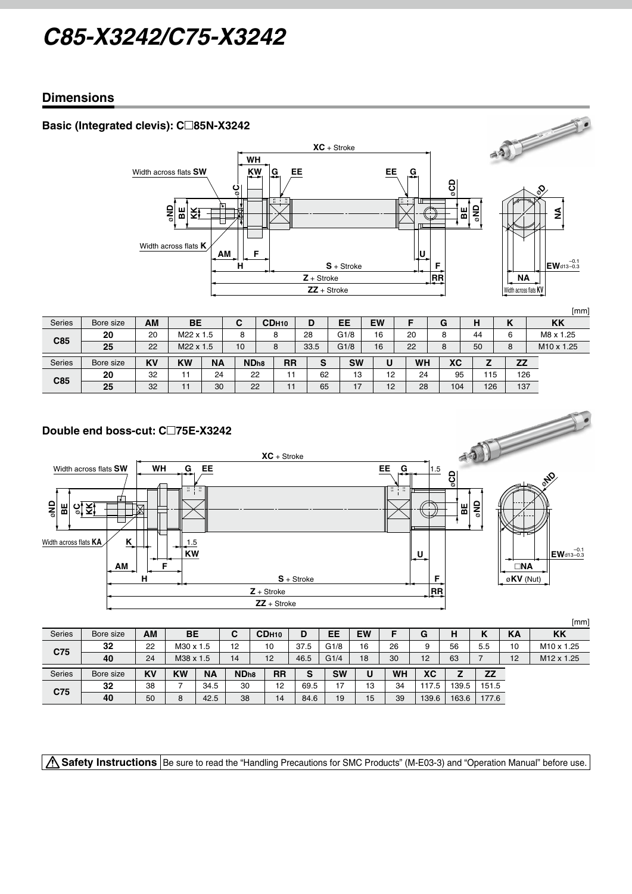// C85-X3242/C75-X3242

## Dimensions

### Basic (Integrated clevis): C□85N-X3242

XC + Stroke
WH
Width across flats SW
KW G EE
EE G
øC
øCD
øND BE KK
BE øND
øD
NA
Width across flats K
AM F
U
H
S + Stroke
F
$EW_{d13}{}^{-0.1}_{-0.3}$
Z + Stroke
RR
NA
ZZ + Stroke
Width across flats KV

[mm]

| Series | Bore size | AM | BE | C | $CD_{H10}$ | D | EE | EW | F | G | H | K | KK |
|---|---|---|---|---|---|---|---|---|---|---|---|---|---|
| C85 | 20 | 20 | M22 x 1.5 | 8 | 8 | 28 | G1/8 | 16 | 20 | 8 | 44 | 6 | M8 x 1.25 |
| | 25 | 22 | M22 x 1.5 | 10 | 8 | 33.5 | G1/8 | 16 | 22 | 8 | 50 | 8 | M10 x 1.25 |

| Series | Bore size | KV | KW | NA | $ND_{h8}$ | RR | S | SW | U | WH | XC | Z | ZZ |
|---|---|---|---|---|---|---|---|---|---|---|---|---|---|
| C85 | 20 | 32 | 11 | 24 | 22 | 11 | 62 | 13 | 12 | 24 | 95 | 115 | 126 |
| | 25 | 32 | 11 | 30 | 22 | 11 | 65 | 17 | 12 | 28 | 104 | 126 | 137 |

### Double end boss-cut: C□75E-X3242

XC + Stroke
Width across flats SW
WH G EE
EE G
1.5
øCD
øND
øND BE øC KK
BE øND
Width across flats KA
K
1.5
KW
U
$EW_{d13}{}^{-0.1}_{-0.3}$
AM F
□NA
H
S + Stroke
F
øKV (Nut)
Z + Stroke
RR
ZZ + Stroke

[mm]

| Series | Bore size | AM | BE | C | $CD_{H10}$ | D | EE | EW | F | G | H | K | KA | KK |
|---|---|---|---|---|---|---|---|---|---|---|---|---|---|---|
| C75 | 32 | 22 | M30 x 1.5 | 12 | 10 | 37.5 | G1/8 | 16 | 26 | 9 | 56 | 5.5 | 10 | M10 x 1.25 |
| | 40 | 24 | M38 x 1.5 | 14 | 12 | 46.5 | G1/4 | 18 | 30 | 12 | 63 | 7 | 12 | M12 x 1.25 |

| Series | Bore size | KV | KW | NA | $ND_{h8}$ | RR | S | SW | U | WH | XC | Z | ZZ |
|---|---|---|---|---|---|---|---|---|---|---|---|---|---|
| C75 | 32 | 38 | 7 | 34.5 | 30 | 12 | 69.5 | 17 | 13 | 34 | 117.5 | 139.5 | 151.5 |
| | 40 | 50 | 8 | 42.5 | 38 | 14 | 84.6 | 19 | 15 | 39 | 139.6 | 163.6 | 177.6 |

| ⚠ Safety Instructions | Be sure to read the "Handling Precautions for SMC Products" (M-E03-3) and "Operation Manual" before use. |
|---|---|